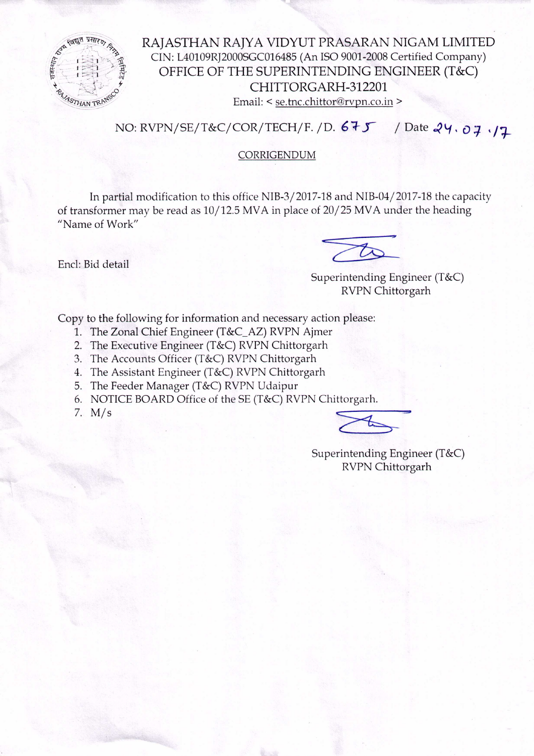# RAJASTHAN RAJYA VIDYUT PRASARAN NIGAM LIMITED

CIN: L40109RJ2000SGC016485 (An ISO 9001-2008 Certified Company)

## OFFICE OF THE SUPERINTENDING ENGINEER (T&C)

## CHITTORGARH-312201

Email: < se.tnc.chittor@rvpn.co.in >

NO: RVPN/SE/T&C/COR/TECH/F. /D. 675 / Date 24.07.17

**CORRIGENDUM**

In partial modification to this office NIB-3/2017-18 and NIB-04/2017-18 the capacity of transformer may be read as 10/12.5 MVA in place of 20/25 MVA under the heading "Name of Work"

Encl: Bid detail

Superintending Engineer (T&C)
RVPN Chittorgarh

Copy to the following for information and necessary action please:

1. The Zonal Chief Engineer (T&C_AZ) RVPN Ajmer
2. The Executive Engineer (T&C) RVPN Chittorgarh
3. The Accounts Officer (T&C) RVPN Chittorgarh
4. The Assistant Engineer (T&C) RVPN Chittorgarh
5. The Feeder Manager (T&C) RVPN Udaipur
6. NOTICE BOARD Office of the SE (T&C) RVPN Chittorgarh.
7. M/s

Superintending Engineer (T&C)
RVPN Chittorgarh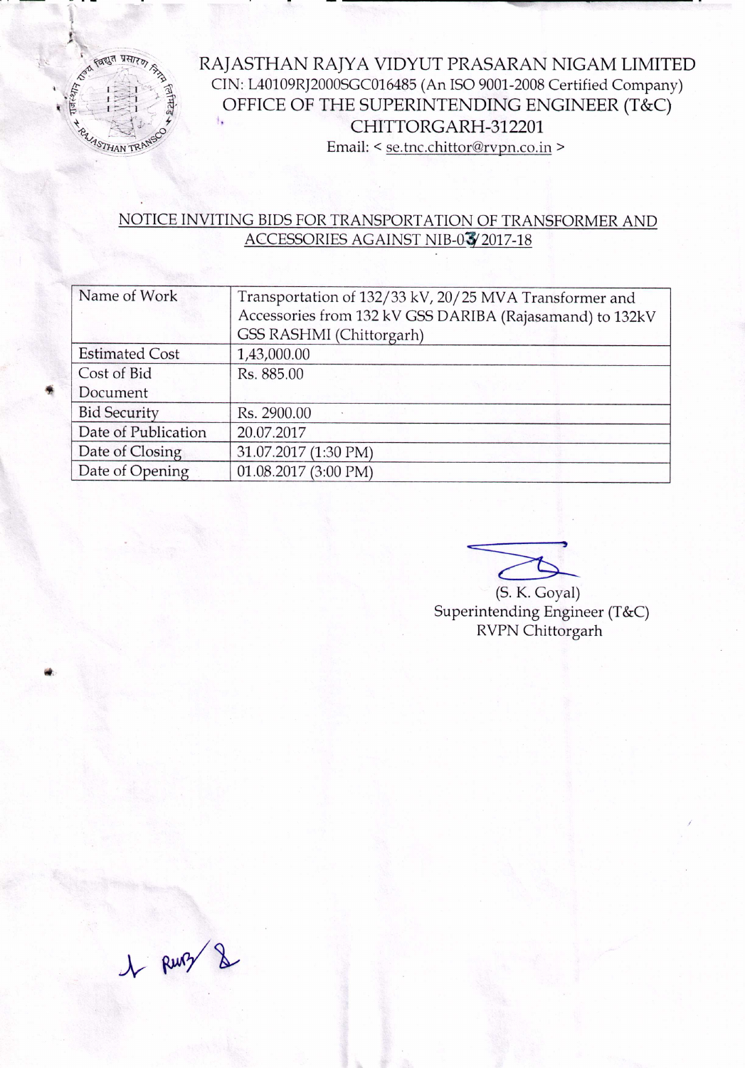# RAJASTHAN RAJYA VIDYUT PRASARAN NIGAM LIMITED

CIN: L40109RJ2000SGC016485 (An ISO 9001-2008 Certified Company)

OFFICE OF THE SUPERINTENDING ENGINEER (T&C)

CHITTORGARH-312201

Email: < se.tnc.chittor@rvpn.co.in >

## NOTICE INVITING BIDS FOR TRANSPORTATION OF TRANSFORMER AND ACCESSORIES AGAINST NIB-03/2017-18

| Name of Work | Transportation of 132/33 kV, 20/25 MVA Transformer and Accessories from 132 kV GSS DARIBA (Rajasamand) to 132kV GSS RASHMI (Chittorgarh) |
|---|---|
| Estimated Cost | 1,43,000.00 |
| Cost of Bid Document | Rs. 885.00 |
| Bid Security | Rs. 2900.00 |
| Date of Publication | 20.07.2017 |
| Date of Closing | 31.07.2017 (1:30 PM) |
| Date of Opening | 01.08.2017 (3:00 PM) |

(S. K. Goyal)
Superintending Engineer (T&C)
RVPN Chittorgarh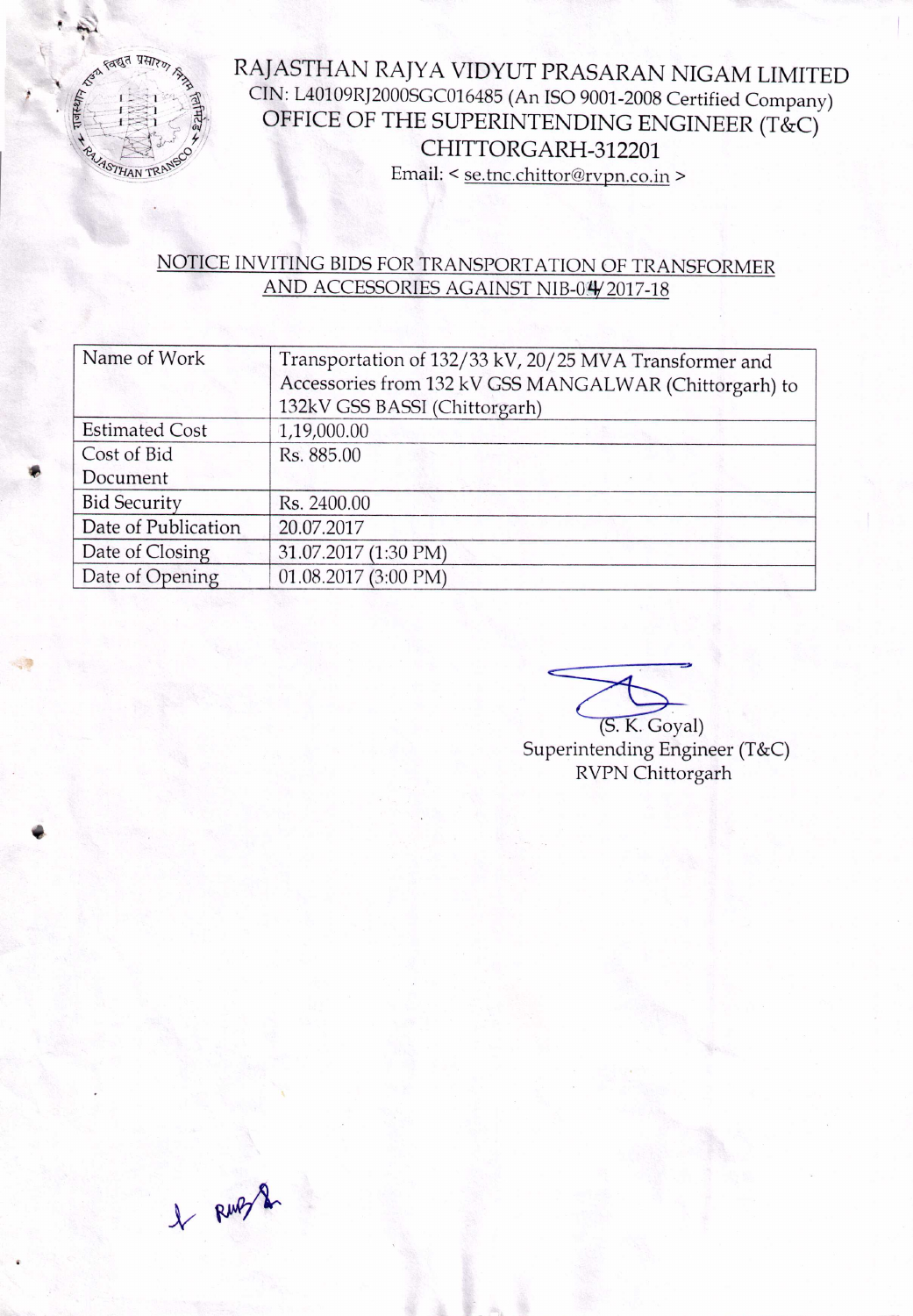# RAJASTHAN RAJYA VIDYUT PRASARAN NIGAM LIMITED

CIN: L40109RJ2000SGC016485 (An ISO 9001-2008 Certified Company)

OFFICE OF THE SUPERINTENDING ENGINEER (T&C)

CHITTORGARH-312201

Email: < se.tnc.chittor@rvpn.co.in >

## NOTICE INVITING BIDS FOR TRANSPORTATION OF TRANSFORMER AND ACCESSORIES AGAINST NIB-04/2017-18

| | |
|---|---|
| Name of Work | Transportation of 132/33 kV, 20/25 MVA Transformer and Accessories from 132 kV GSS MANGALWAR (Chittorgarh) to 132kV GSS BASSI (Chittorgarh) |
| Estimated Cost | 1,19,000.00 |
| Cost of Bid Document | Rs. 885.00 |
| Bid Security | Rs. 2400.00 |
| Date of Publication | 20.07.2017 |
| Date of Closing | 31.07.2017 (1:30 PM) |
| Date of Opening | 01.08.2017 (3:00 PM) |

(S. K. Goyal)
Superintending Engineer (T&C)
RVPN Chittorgarh